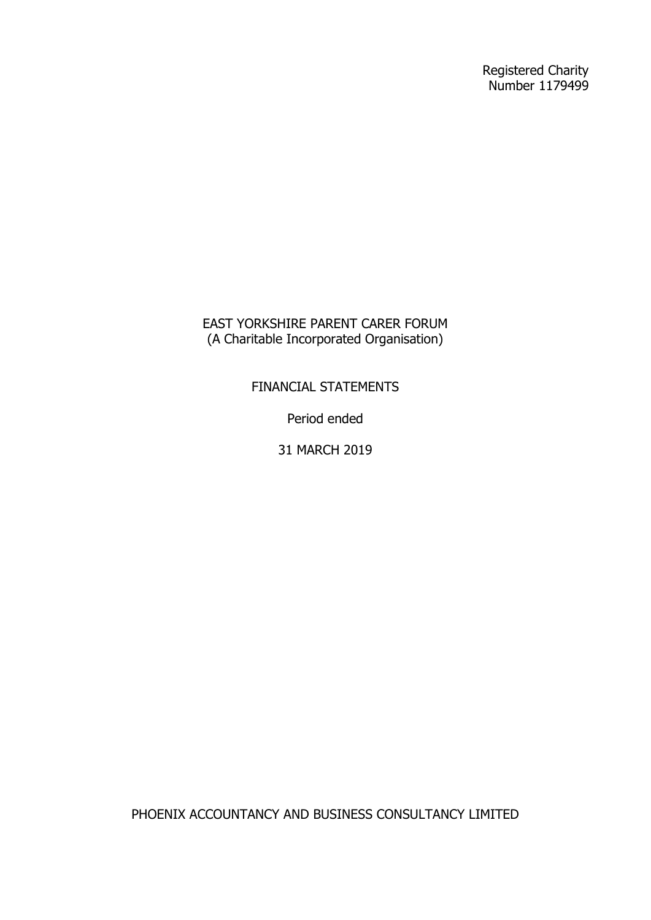Registered Charity
Number 1179499

# EAST YORKSHIRE PARENT CARER FORUM
(A Charitable Incorporated Organisation)

## FINANCIAL STATEMENTS

Period ended

31 MARCH 2019

PHOENIX ACCOUNTANCY AND BUSINESS CONSULTANCY LIMITED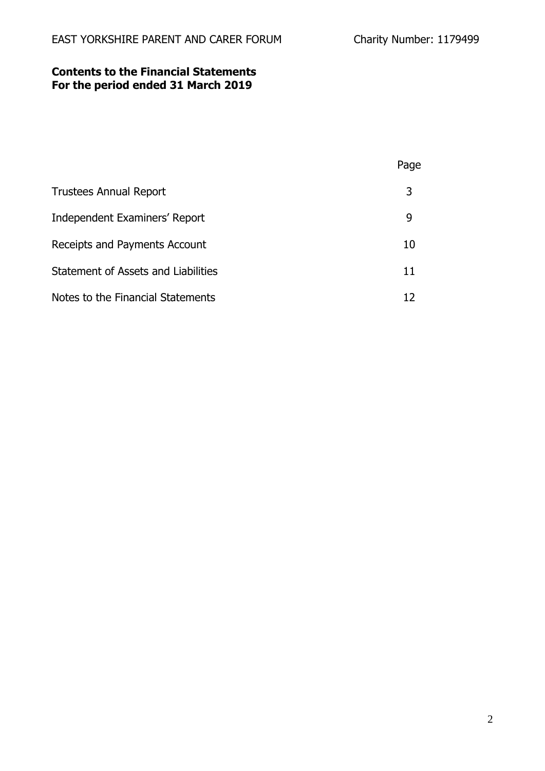**Contents to the Financial Statements**
**For the period ended 31 March 2019**

| | Page |
|---|---|
| Trustees Annual Report | 3 |
| Independent Examiners' Report | 9 |
| Receipts and Payments Account | 10 |
| Statement of Assets and Liabilities | 11 |
| Notes to the Financial Statements | 12 |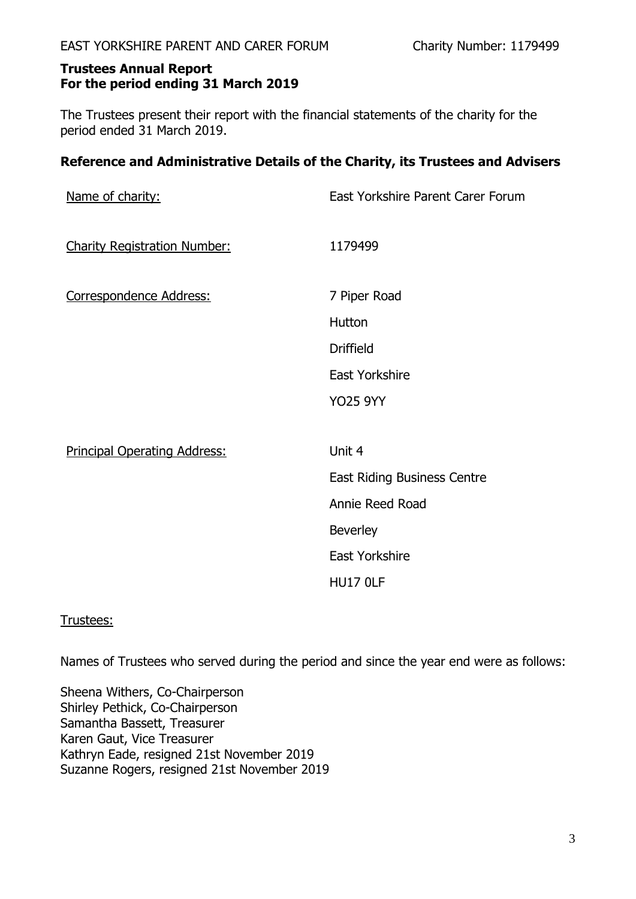# Trustees Annual Report
# For the period ending 31 March 2019

The Trustees present their report with the financial statements of the charity for the period ended 31 March 2019.

## Reference and Administrative Details of the Charity, its Trustees and Advisers

| | |
|---|---|
| Name of charity: | East Yorkshire Parent Carer Forum |
| Charity Registration Number: | 1179499 |
| Correspondence Address: | 7 Piper Road<br>Hutton<br>Driffield<br>East Yorkshire<br>YO25 9YY |
| Principal Operating Address: | Unit 4<br>East Riding Business Centre<br>Annie Reed Road<br>Beverley<br>East Yorkshire<br>HU17 0LF |

Trustees:

Names of Trustees who served during the period and since the year end were as follows:

Sheena Withers, Co-Chairperson
Shirley Pethick, Co-Chairperson
Samantha Bassett, Treasurer
Karen Gaut, Vice Treasurer
Kathryn Eade, resigned 21st November 2019
Suzanne Rogers, resigned 21st November 2019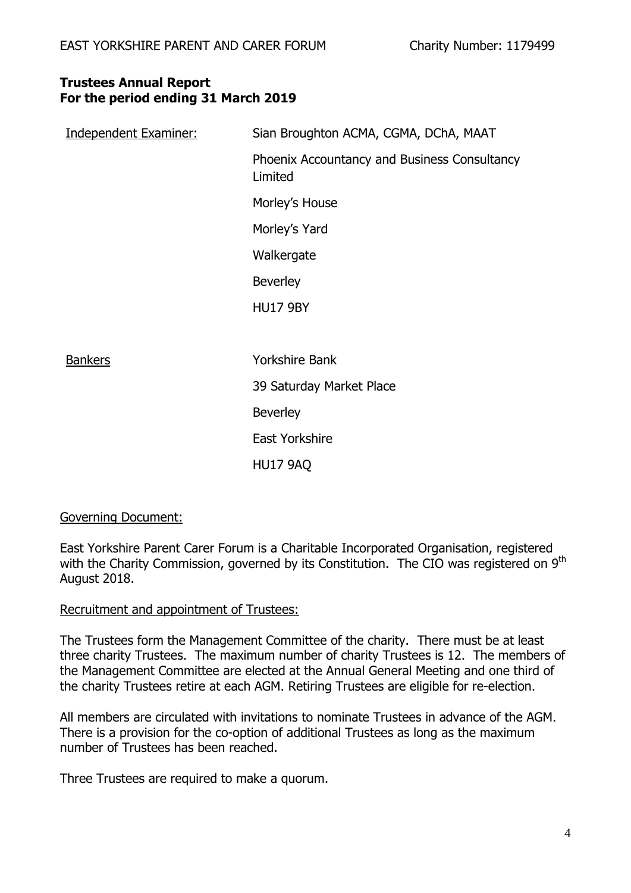**Trustees Annual Report**
**For the period ending 31 March 2019**

| | |
|---|---|
| Independent Examiner: | Sian Broughton ACMA, CGMA, DChA, MAAT |
| | Phoenix Accountancy and Business Consultancy Limited |
| | Morley's House |
| | Morley's Yard |
| | Walkergate |
| | Beverley |
| | HU17 9BY |
| Bankers | Yorkshire Bank |
| | 39 Saturday Market Place |
| | Beverley |
| | East Yorkshire |
| | HU17 9AQ |

Governing Document:

East Yorkshire Parent Carer Forum is a Charitable Incorporated Organisation, registered with the Charity Commission, governed by its Constitution. The CIO was registered on 9th August 2018.

Recruitment and appointment of Trustees:

The Trustees form the Management Committee of the charity. There must be at least three charity Trustees. The maximum number of charity Trustees is 12. The members of the Management Committee are elected at the Annual General Meeting and one third of the charity Trustees retire at each AGM. Retiring Trustees are eligible for re-election.

All members are circulated with invitations to nominate Trustees in advance of the AGM. There is a provision for the co-option of additional Trustees as long as the maximum number of Trustees has been reached.

Three Trustees are required to make a quorum.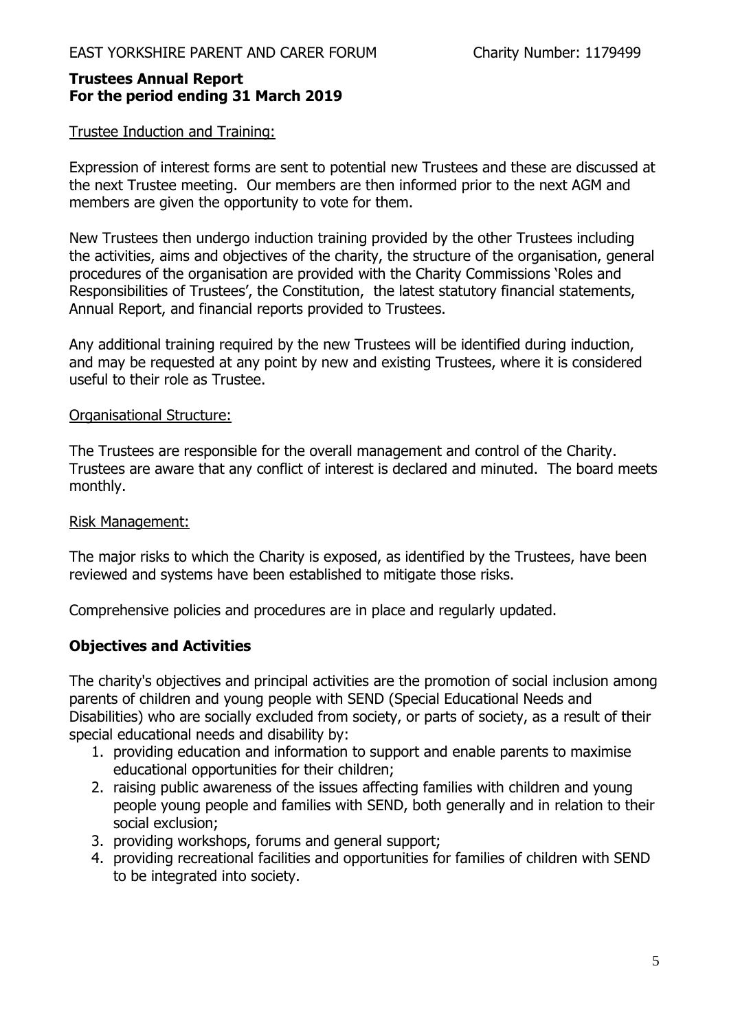Trustee Induction and Training:

Expression of interest forms are sent to potential new Trustees and these are discussed at the next Trustee meeting. Our members are then informed prior to the next AGM and members are given the opportunity to vote for them.

New Trustees then undergo induction training provided by the other Trustees including the activities, aims and objectives of the charity, the structure of the organisation, general procedures of the organisation are provided with the Charity Commissions 'Roles and Responsibilities of Trustees', the Constitution, the latest statutory financial statements, Annual Report, and financial reports provided to Trustees.

Any additional training required by the new Trustees will be identified during induction, and may be requested at any point by new and existing Trustees, where it is considered useful to their role as Trustee.

Organisational Structure:

The Trustees are responsible for the overall management and control of the Charity. Trustees are aware that any conflict of interest is declared and minuted. The board meets monthly.

Risk Management:

The major risks to which the Charity is exposed, as identified by the Trustees, have been reviewed and systems have been established to mitigate those risks.

Comprehensive policies and procedures are in place and regularly updated.

## Objectives and Activities

The charity's objectives and principal activities are the promotion of social inclusion among parents of children and young people with SEND (Special Educational Needs and Disabilities) who are socially excluded from society, or parts of society, as a result of their special educational needs and disability by:

1. providing education and information to support and enable parents to maximise educational opportunities for their children;
2. raising public awareness of the issues affecting families with children and young people young people and families with SEND, both generally and in relation to their social exclusion;
3. providing workshops, forums and general support;
4. providing recreational facilities and opportunities for families of children with SEND to be integrated into society.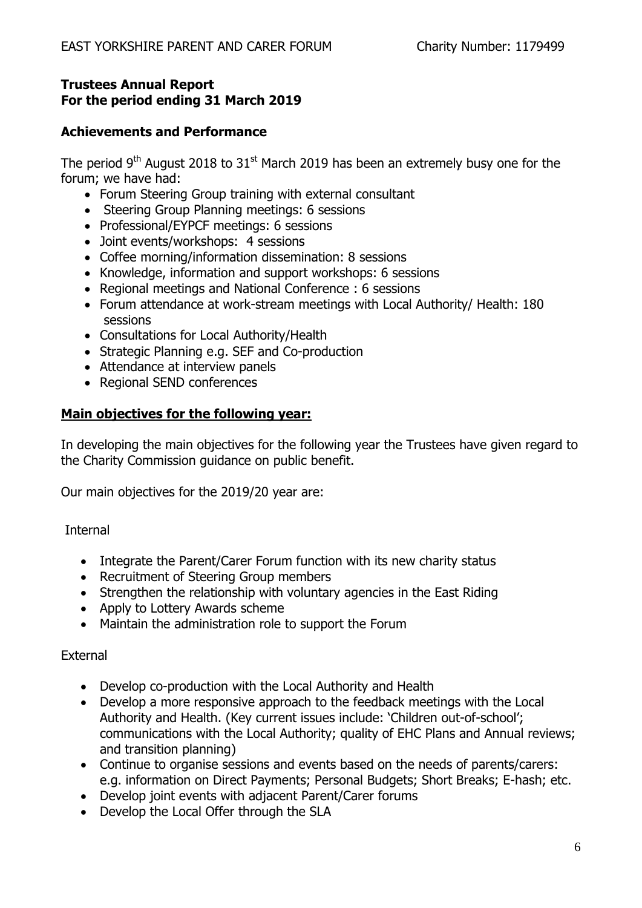**Trustees Annual Report**
**For the period ending 31 March 2019**

**Achievements and Performance**

The period 9th August 2018 to 31st March 2019 has been an extremely busy one for the forum; we have had:

- Forum Steering Group training with external consultant
- Steering Group Planning meetings: 6 sessions
- Professional/EYPCF meetings: 6 sessions
- Joint events/workshops: 4 sessions
- Coffee morning/information dissemination: 8 sessions
- Knowledge, information and support workshops: 6 sessions
- Regional meetings and National Conference : 6 sessions
- Forum attendance at work-stream meetings with Local Authority/ Health: 180 sessions
- Consultations for Local Authority/Health
- Strategic Planning e.g. SEF and Co-production
- Attendance at interview panels
- Regional SEND conferences

**Main objectives for the following year:**

In developing the main objectives for the following year the Trustees have given regard to the Charity Commission guidance on public benefit.

Our main objectives for the 2019/20 year are:

Internal

- Integrate the Parent/Carer Forum function with its new charity status
- Recruitment of Steering Group members
- Strengthen the relationship with voluntary agencies in the East Riding
- Apply to Lottery Awards scheme
- Maintain the administration role to support the Forum

External

- Develop co-production with the Local Authority and Health
- Develop a more responsive approach to the feedback meetings with the Local Authority and Health. (Key current issues include: 'Children out-of-school'; communications with the Local Authority; quality of EHC Plans and Annual reviews; and transition planning)
- Continue to organise sessions and events based on the needs of parents/carers: e.g. information on Direct Payments; Personal Budgets; Short Breaks; E-hash; etc.
- Develop joint events with adjacent Parent/Carer forums
- Develop the Local Offer through the SLA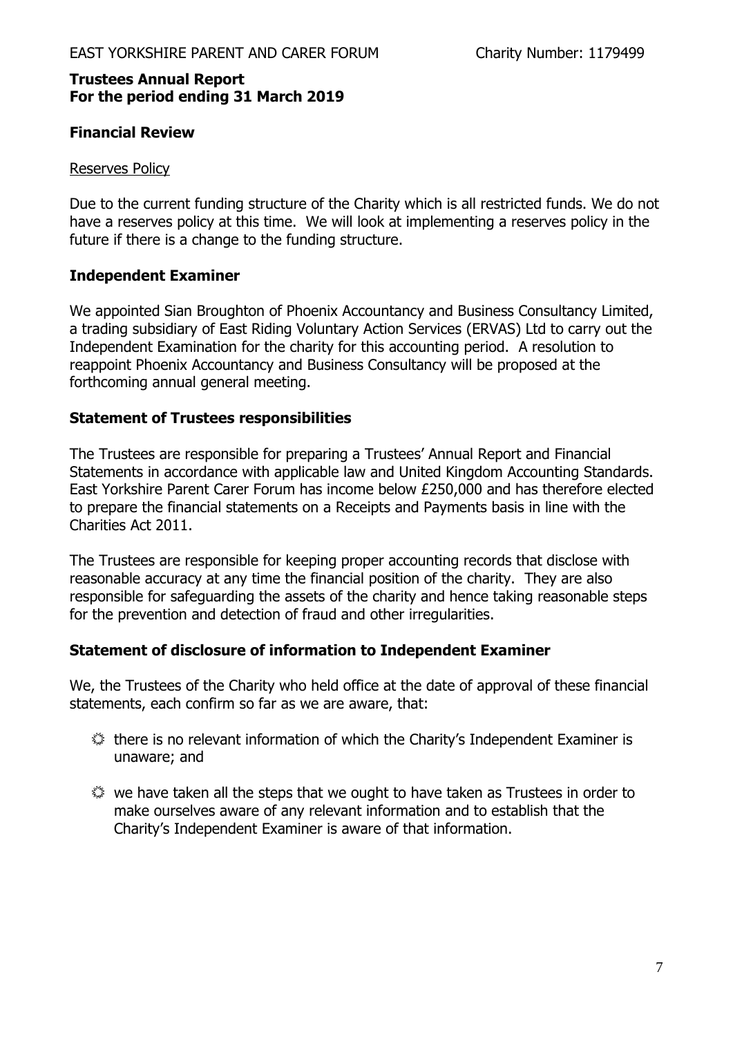## Financial Review

Reserves Policy

Due to the current funding structure of the Charity which is all restricted funds. We do not have a reserves policy at this time. We will look at implementing a reserves policy in the future if there is a change to the funding structure.

## Independent Examiner

We appointed Sian Broughton of Phoenix Accountancy and Business Consultancy Limited, a trading subsidiary of East Riding Voluntary Action Services (ERVAS) Ltd to carry out the Independent Examination for the charity for this accounting period. A resolution to reappoint Phoenix Accountancy and Business Consultancy will be proposed at the forthcoming annual general meeting.

## Statement of Trustees responsibilities

The Trustees are responsible for preparing a Trustees' Annual Report and Financial Statements in accordance with applicable law and United Kingdom Accounting Standards. East Yorkshire Parent Carer Forum has income below £250,000 and has therefore elected to prepare the financial statements on a Receipts and Payments basis in line with the Charities Act 2011.

The Trustees are responsible for keeping proper accounting records that disclose with reasonable accuracy at any time the financial position of the charity. They are also responsible for safeguarding the assets of the charity and hence taking reasonable steps for the prevention and detection of fraud and other irregularities.

## Statement of disclosure of information to Independent Examiner

We, the Trustees of the Charity who held office at the date of approval of these financial statements, each confirm so far as we are aware, that:

- there is no relevant information of which the Charity's Independent Examiner is unaware; and
- we have taken all the steps that we ought to have taken as Trustees in order to make ourselves aware of any relevant information and to establish that the Charity's Independent Examiner is aware of that information.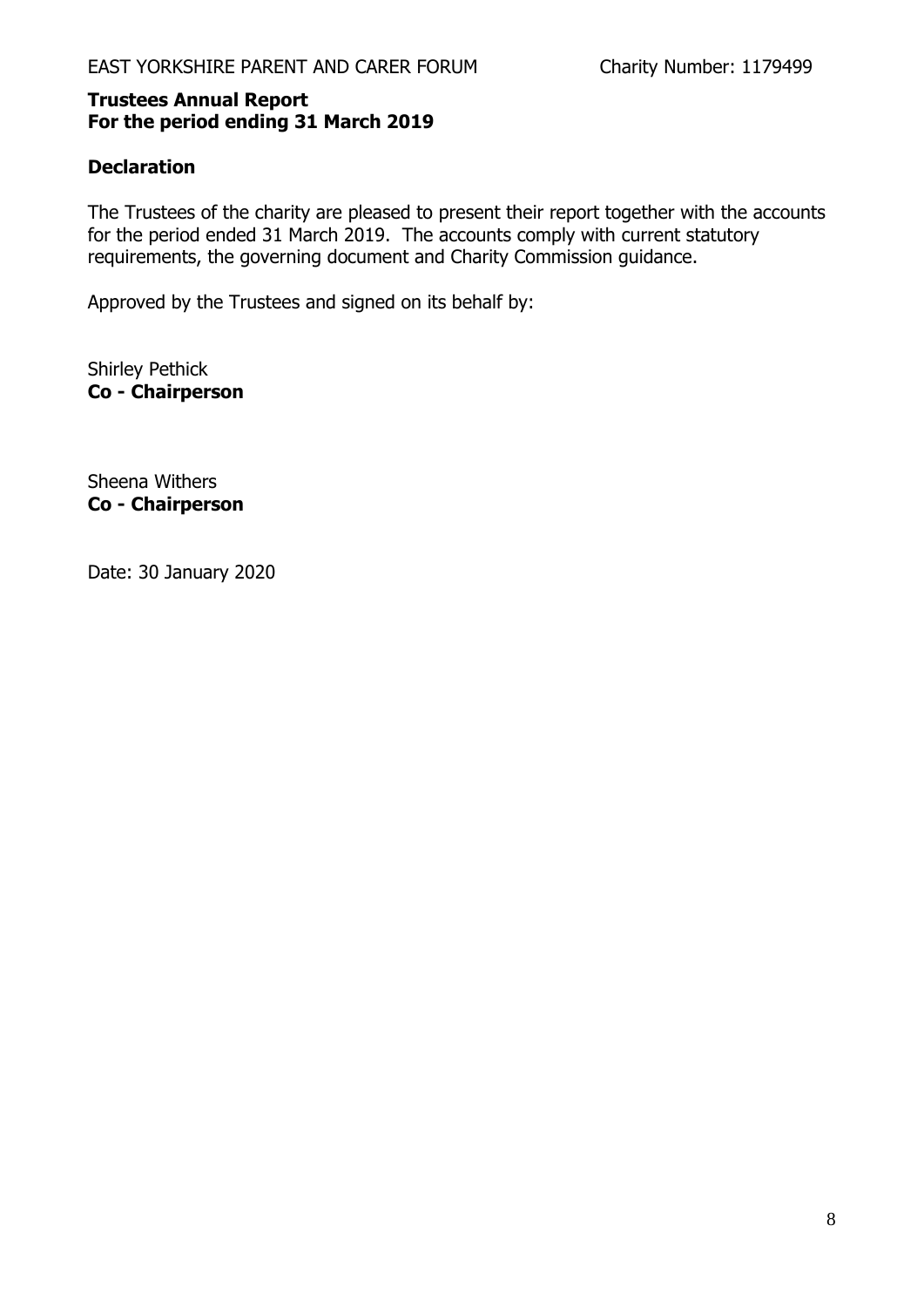**Trustees Annual Report**
**For the period ending 31 March 2019**

## Declaration

The Trustees of the charity are pleased to present their report together with the accounts for the period ended 31 March 2019. The accounts comply with current statutory requirements, the governing document and Charity Commission guidance.

Approved by the Trustees and signed on its behalf by:

Shirley Pethick
**Co - Chairperson**

Sheena Withers
**Co - Chairperson**

Date: 30 January 2020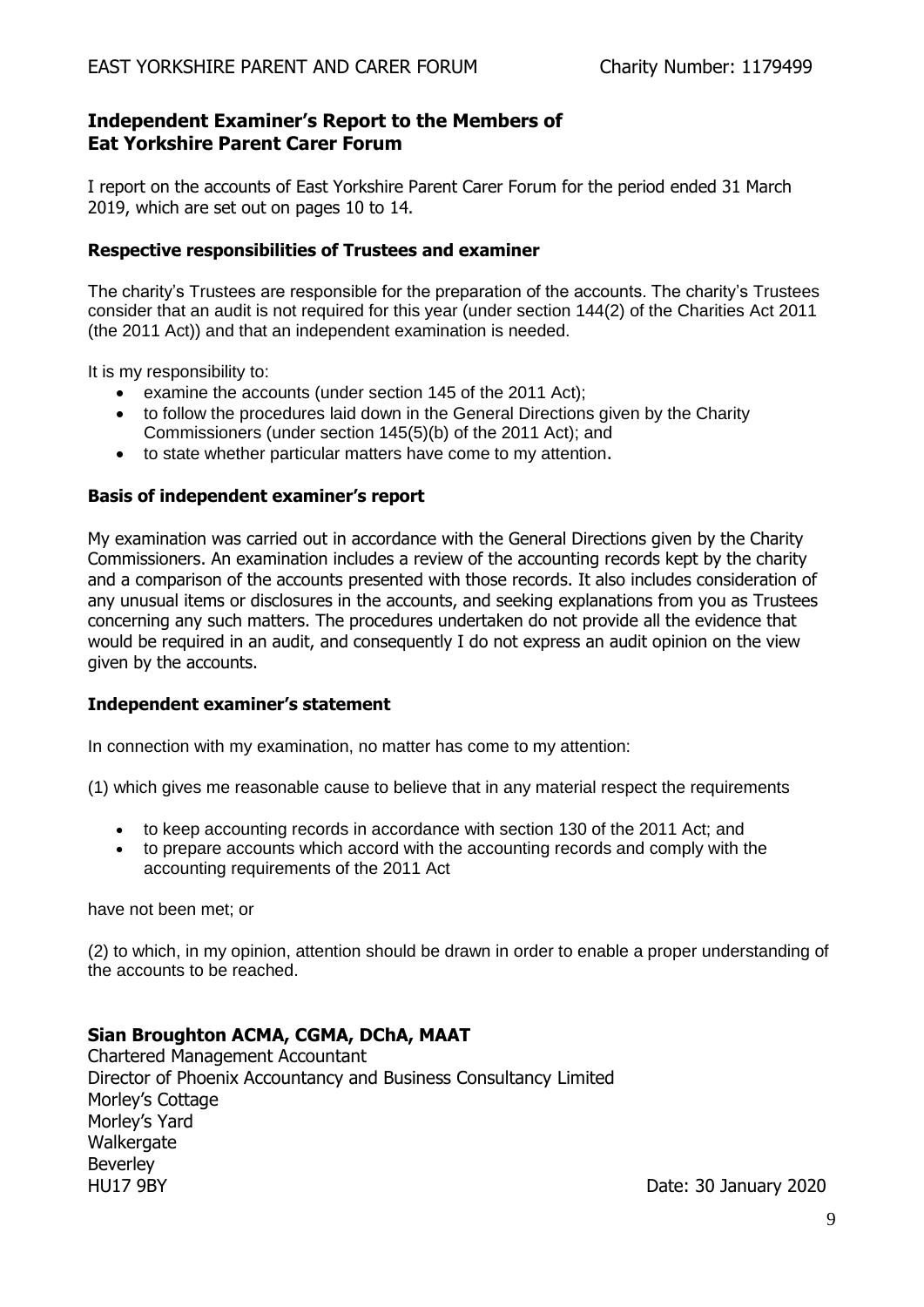## Independent Examiner's Report to the Members of Eat Yorkshire Parent Carer Forum

I report on the accounts of East Yorkshire Parent Carer Forum for the period ended 31 March 2019, which are set out on pages 10 to 14.

### Respective responsibilities of Trustees and examiner

The charity's Trustees are responsible for the preparation of the accounts. The charity's Trustees consider that an audit is not required for this year (under section 144(2) of the Charities Act 2011 (the 2011 Act)) and that an independent examination is needed.

It is my responsibility to:

- examine the accounts (under section 145 of the 2011 Act);
- to follow the procedures laid down in the General Directions given by the Charity Commissioners (under section 145(5)(b) of the 2011 Act); and
- to state whether particular matters have come to my attention.

### Basis of independent examiner's report

My examination was carried out in accordance with the General Directions given by the Charity Commissioners. An examination includes a review of the accounting records kept by the charity and a comparison of the accounts presented with those records. It also includes consideration of any unusual items or disclosures in the accounts, and seeking explanations from you as Trustees concerning any such matters. The procedures undertaken do not provide all the evidence that would be required in an audit, and consequently I do not express an audit opinion on the view given by the accounts.

### Independent examiner's statement

In connection with my examination, no matter has come to my attention:

(1) which gives me reasonable cause to believe that in any material respect the requirements

- to keep accounting records in accordance with section 130 of the 2011 Act; and
- to prepare accounts which accord with the accounting records and comply with the accounting requirements of the 2011 Act

have not been met; or

(2) to which, in my opinion, attention should be drawn in order to enable a proper understanding of the accounts to be reached.

**Sian Broughton ACMA, CGMA, DChA, MAAT**
Chartered Management Accountant
Director of Phoenix Accountancy and Business Consultancy Limited
Morley's Cottage
Morley's Yard
Walkergate
Beverley
HU17 9BY

Date: 30 January 2020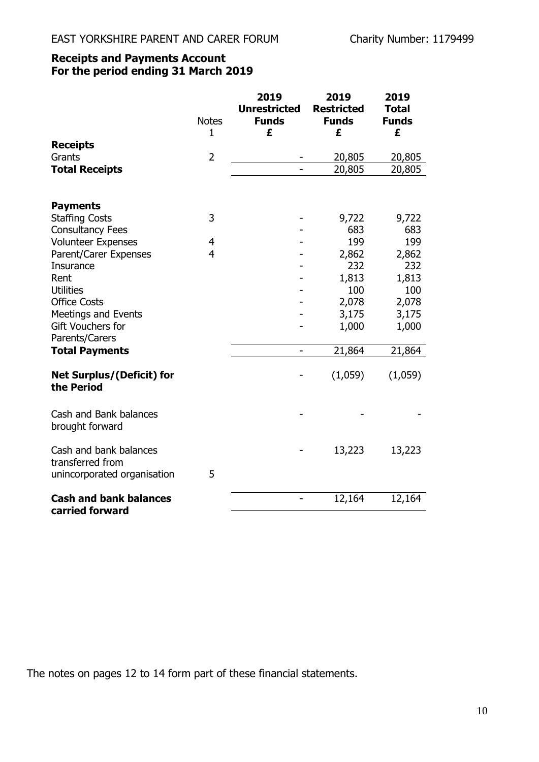EAST YORKSHIRE PARENT AND CARER FORUM — Charity Number: 1179499

## Receipts and Payments Account
## For the period ending 31 March 2019

| | Notes 1 | 2019 Unrestricted Funds £ | 2019 Restricted Funds £ | 2019 Total Funds £ |
|---|---|---|---|---|
| **Receipts** | | | | |
| Grants | 2 | - | 20,805 | 20,805 |
| **Total Receipts** | | - | 20,805 | 20,805 |
| | | | | |
| **Payments** | | | | |
| Staffing Costs | 3 | - | 9,722 | 9,722 |
| Consultancy Fees | | - | 683 | 683 |
| Volunteer Expenses | 4 | - | 199 | 199 |
| Parent/Carer Expenses | 4 | - | 2,862 | 2,862 |
| Insurance | | - | 232 | 232 |
| Rent | | - | 1,813 | 1,813 |
| Utilities | | - | 100 | 100 |
| Office Costs | | - | 2,078 | 2,078 |
| Meetings and Events | | - | 3,175 | 3,175 |
| Gift Vouchers for Parents/Carers | | - | 1,000 | 1,000 |
| **Total Payments** | | - | 21,864 | 21,864 |
| | | | | |
| **Net Surplus/(Deficit) for the Period** | | - | (1,059) | (1,059) |
| | | | | |
| Cash and Bank balances brought forward | | - | - | - |
| | | | | |
| Cash and bank balances transferred from unincorporated organisation | 5 | - | 13,223 | 13,223 |
| | | | | |
| **Cash and bank balances carried forward** | | - | 12,164 | 12,164 |

The notes on pages 12 to 14 form part of these financial statements.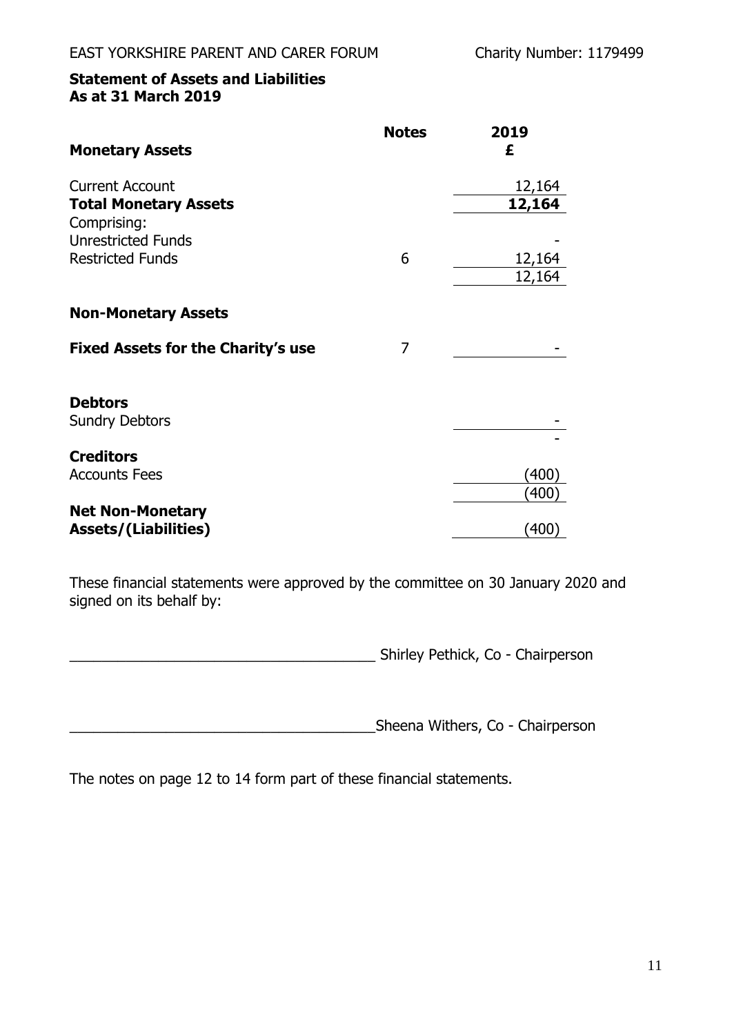EAST YORKSHIRE PARENT AND CARER FORUM — Charity Number: 1179499

## Statement of Assets and Liabilities
## As at 31 March 2019

| | Notes | 2019 £ |
|---|---|---|
| **Monetary Assets** | | |
| Current Account | | 12,164 |
| **Total Monetary Assets** | | **12,164** |
| Comprising: | | |
| Unrestricted Funds | | - |
| Restricted Funds | 6 | 12,164 |
| | | 12,164 |
| **Non-Monetary Assets** | | |
| **Fixed Assets for the Charity's use** | 7 | - |
| **Debtors** | | |
| Sundry Debtors | | - |
| | | - |
| **Creditors** | | |
| Accounts Fees | | (400) |
| | | (400) |
| **Net Non-Monetary Assets/(Liabilities)** | | (400) |

These financial statements were approved by the committee on 30 January 2020 and signed on its behalf by:

\_\_\_\_\_\_\_\_\_\_\_\_\_\_\_\_\_\_\_\_\_\_\_\_\_\_\_\_\_\_\_\_\_\_\_\_\_\_ Shirley Pethick, Co - Chairperson

\_\_\_\_\_\_\_\_\_\_\_\_\_\_\_\_\_\_\_\_\_\_\_\_\_\_\_\_\_\_\_\_\_\_\_\_\_\_ Sheena Withers, Co - Chairperson

The notes on page 12 to 14 form part of these financial statements.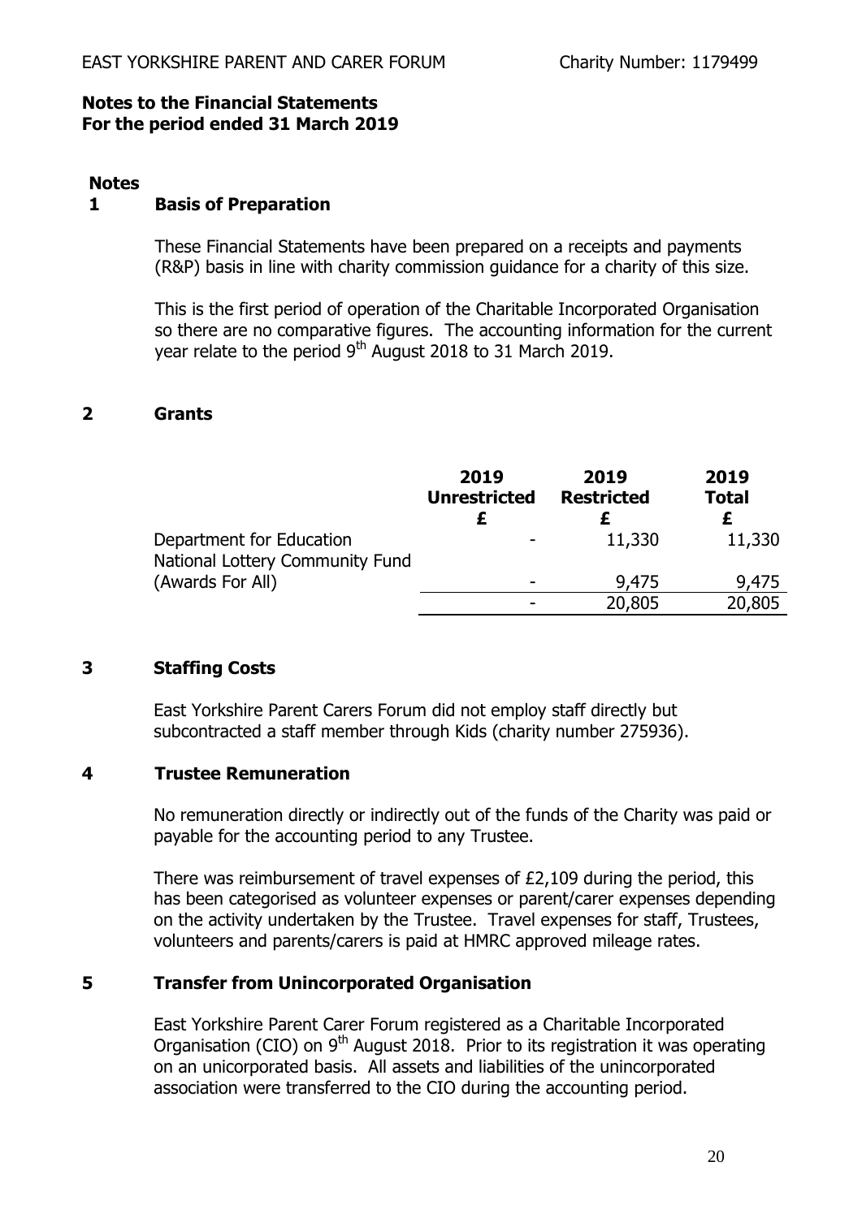EAST YORKSHIRE PARENT AND CARER FORUM Charity Number: 1179499

**Notes to the Financial Statements**
**For the period ended 31 March 2019**

**Notes**

## 1 Basis of Preparation

These Financial Statements have been prepared on a receipts and payments (R&P) basis in line with charity commission guidance for a charity of this size.

This is the first period of operation of the Charitable Incorporated Organisation so there are no comparative figures. The accounting information for the current year relate to the period 9th August 2018 to 31 March 2019.

## 2 Grants

| | 2019 Unrestricted £ | 2019 Restricted £ | 2019 Total £ |
|---|---|---|---|
| Department for Education | - | 11,330 | 11,330 |
| National Lottery Community Fund (Awards For All) | - | 9,475 | 9,475 |
| | - | 20,805 | 20,805 |

## 3 Staffing Costs

East Yorkshire Parent Carers Forum did not employ staff directly but subcontracted a staff member through Kids (charity number 275936).

## 4 Trustee Remuneration

No remuneration directly or indirectly out of the funds of the Charity was paid or payable for the accounting period to any Trustee.

There was reimbursement of travel expenses of £2,109 during the period, this has been categorised as volunteer expenses or parent/carer expenses depending on the activity undertaken by the Trustee. Travel expenses for staff, Trustees, volunteers and parents/carers is paid at HMRC approved mileage rates.

## 5 Transfer from Unincorporated Organisation

East Yorkshire Parent Carer Forum registered as a Charitable Incorporated Organisation (CIO) on 9th August 2018. Prior to its registration it was operating on an unicorporated basis. All assets and liabilities of the unincorporated association were transferred to the CIO during the accounting period.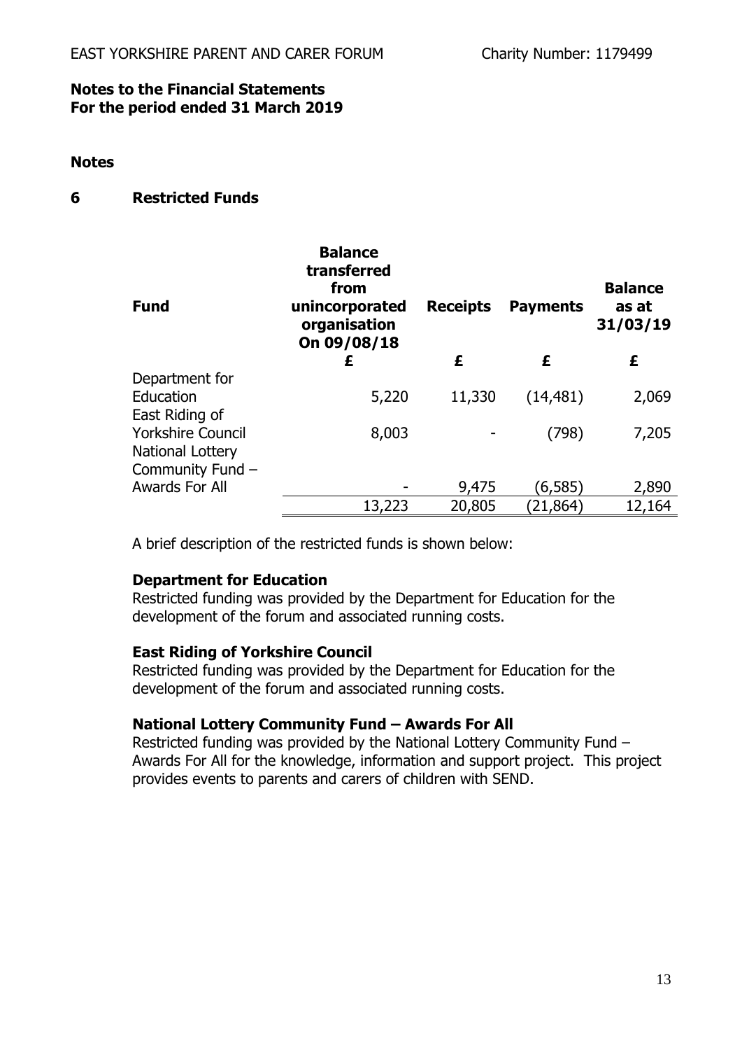**Notes to the Financial Statements**
**For the period ended 31 March 2019**

**Notes**

## 6 Restricted Funds

| Fund | Balance transferred from unincorporated organisation On 09/08/18 | Receipts | Payments | Balance as at 31/03/19 |
|---|---|---|---|---|
| | £ | £ | £ | £ |
| Department for Education | 5,220 | 11,330 | (14,481) | 2,069 |
| East Riding of Yorkshire Council | 8,003 | - | (798) | 7,205 |
| National Lottery Community Fund – Awards For All | - | 9,475 | (6,585) | 2,890 |
| | 13,223 | 20,805 | (21,864) | 12,164 |

A brief description of the restricted funds is shown below:

**Department for Education**
Restricted funding was provided by the Department for Education for the development of the forum and associated running costs.

**East Riding of Yorkshire Council**
Restricted funding was provided by the Department for Education for the development of the forum and associated running costs.

**National Lottery Community Fund – Awards For All**
Restricted funding was provided by the National Lottery Community Fund – Awards For All for the knowledge, information and support project. This project provides events to parents and carers of children with SEND.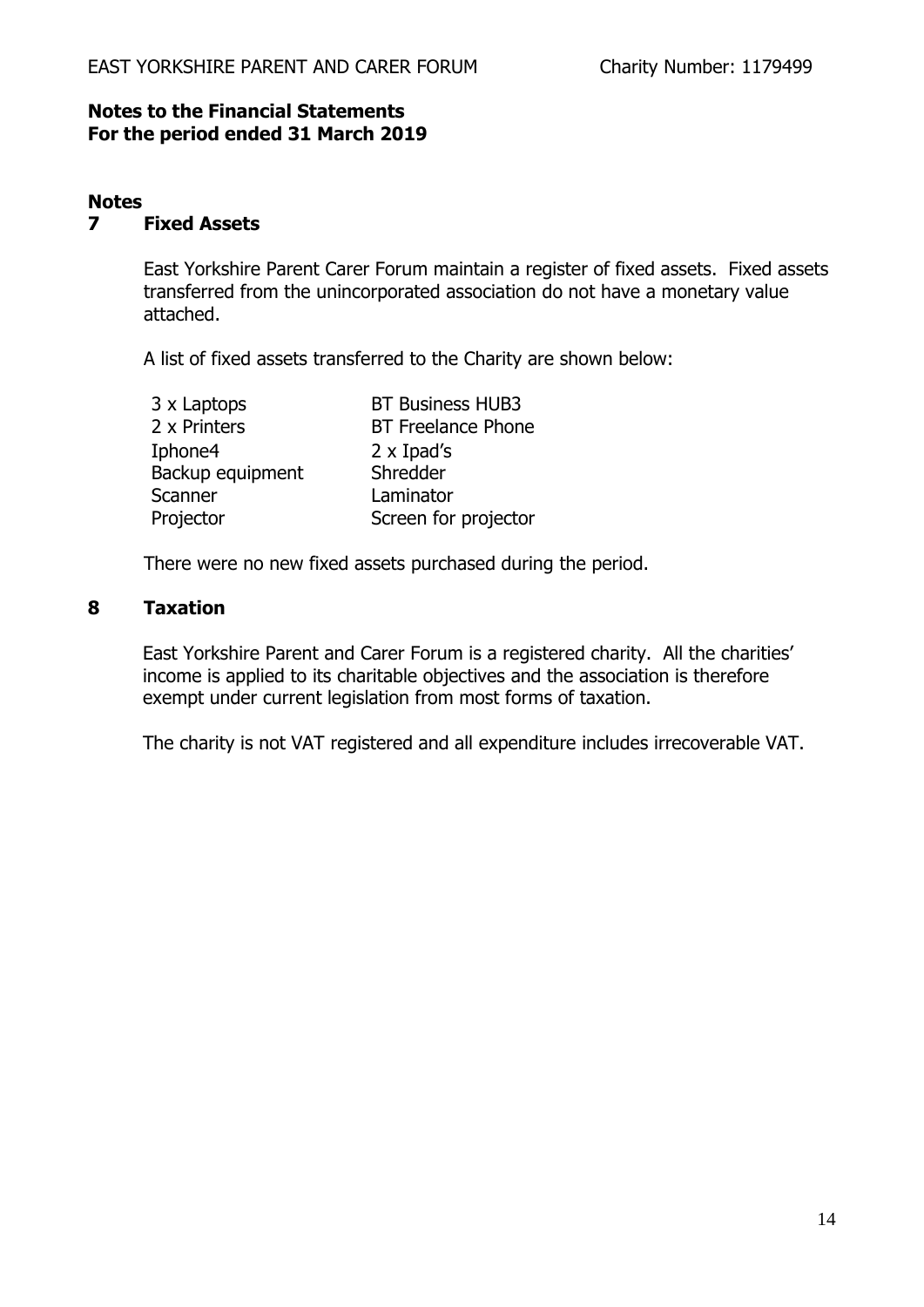**Notes to the Financial Statements**
**For the period ended 31 March 2019**

**Notes**

## 7 Fixed Assets

East Yorkshire Parent Carer Forum maintain a register of fixed assets. Fixed assets transferred from the unincorporated association do not have a monetary value attached.

A list of fixed assets transferred to the Charity are shown below:

| | |
|---|---|
| 3 x Laptops | BT Business HUB3 |
| 2 x Printers | BT Freelance Phone |
| Iphone4 | 2 x Ipad's |
| Backup equipment | Shredder |
| Scanner | Laminator |
| Projector | Screen for projector |

There were no new fixed assets purchased during the period.

## 8 Taxation

East Yorkshire Parent and Carer Forum is a registered charity. All the charities' income is applied to its charitable objectives and the association is therefore exempt under current legislation from most forms of taxation.

The charity is not VAT registered and all expenditure includes irrecoverable VAT.